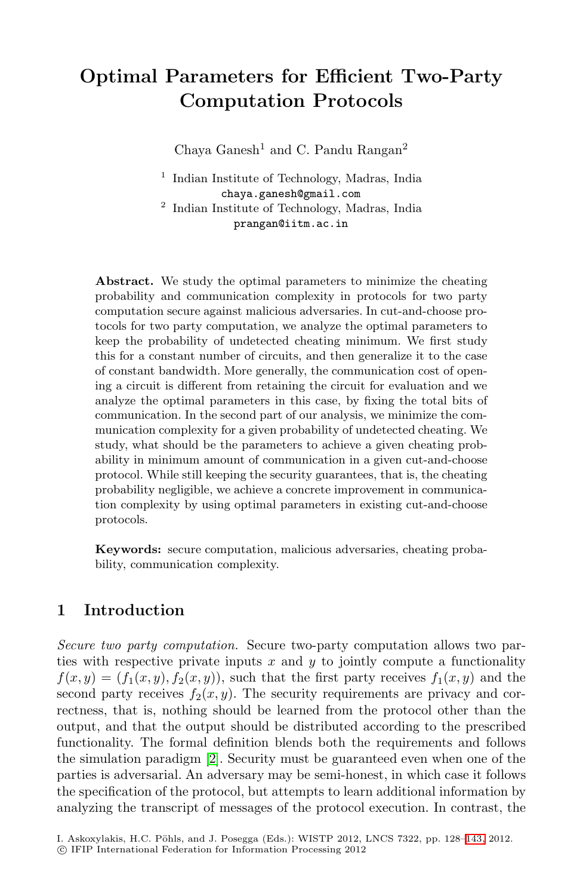# Optimal Parameters for Efficient Two-Party Computation Protocols

Chaya Ganesh[1] and C. Pandu Rangan[2]

[1] Indian Institute of Technology, Madras, India
chaya.ganesh@gmail.com

[2] Indian Institute of Technology, Madras, India
prangan@iitm.ac.in

**Abstract.** We study the optimal parameters to minimize the cheating probability and communication complexity in protocols for two party computation secure against malicious adversaries. In cut-and-choose protocols for two party computation, we analyze the optimal parameters to keep the probability of undetected cheating minimum. We first study this for a constant number of circuits, and then generalize it to the case of constant bandwidth. More generally, the communication cost of opening a circuit is different from retaining the circuit for evaluation and we analyze the optimal parameters in this case, by fixing the total bits of communication. In the second part of our analysis, we minimize the communication complexity for a given probability of undetected cheating. We study, what should be the parameters to achieve a given cheating probability in minimum amount of communication in a given cut-and-choose protocol. While still keeping the security guarantees, that is, the cheating probability negligible, we achieve a concrete improvement in communication complexity by using optimal parameters in existing cut-and-choose protocols.

**Keywords:** secure computation, malicious adversaries, cheating probability, communication complexity.

## 1 Introduction

*Secure two party computation.* Secure two-party computation allows two parties with respective private inputs $x$ and $y$ to jointly compute a functionality $f(x, y) = (f_1(x, y), f_2(x, y))$, such that the first party receives $f_1(x, y)$ and the second party receives $f_2(x, y)$. The security requirements are privacy and correctness, that is, nothing should be learned from the protocol other than the output, and that the output should be distributed according to the prescribed functionality. The formal definition blends both the requirements and follows the simulation paradigm [2]. Security must be guaranteed even when one of the parties is adversarial. An adversary may be semi-honest, in which case it follows the specification of the protocol, but attempts to learn additional information by analyzing the transcript of messages of the protocol execution. In contrast, the

I. Askoxylakis, H.C. Pöhls, and J. Posegga (Eds.): WISTP 2012, LNCS 7322, pp. 128–143, 2012.
© IFIP International Federation for Information Processing 2012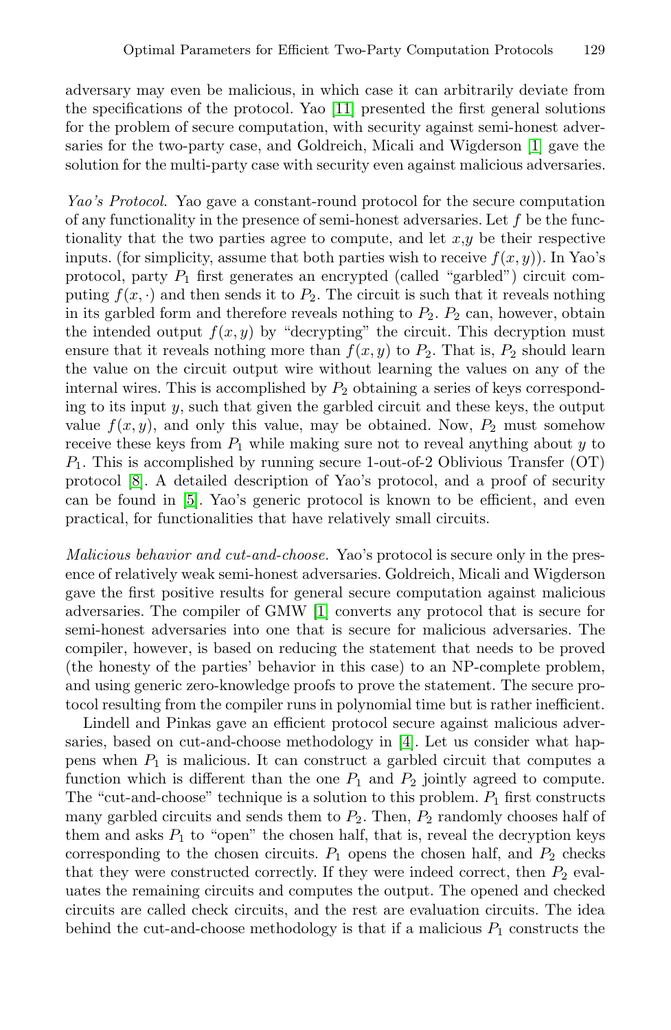adversary may even be malicious, in which case it can arbitrarily deviate from the specifications of the protocol. Yao [11] presented the first general solutions for the problem of secure computation, with security against semi-honest adversaries for the two-party case, and Goldreich, Micali and Wigderson [1] gave the solution for the multi-party case with security even against malicious adversaries.

*Yao's Protocol.* Yao gave a constant-round protocol for the secure computation of any functionality in the presence of semi-honest adversaries. Let $f$ be the functionality that the two parties agree to compute, and let $x$,$y$ be their respective inputs. (for simplicity, assume that both parties wish to receive $f(x, y)$). In Yao's protocol, party $P_1$ first generates an encrypted (called "garbled") circuit computing $f(x, \cdot)$ and then sends it to $P_2$. The circuit is such that it reveals nothing in its garbled form and therefore reveals nothing to $P_2$. $P_2$ can, however, obtain the intended output $f(x, y)$ by "decrypting" the circuit. This decryption must ensure that it reveals nothing more than $f(x, y)$ to $P_2$. That is, $P_2$ should learn the value on the circuit output wire without learning the values on any of the internal wires. This is accomplished by $P_2$ obtaining a series of keys corresponding to its input $y$, such that given the garbled circuit and these keys, the output value $f(x, y)$, and only this value, may be obtained. Now, $P_2$ must somehow receive these keys from $P_1$ while making sure not to reveal anything about $y$ to $P_1$. This is accomplished by running secure 1-out-of-2 Oblivious Transfer (OT) protocol [8]. A detailed description of Yao's protocol, and a proof of security can be found in [5]. Yao's generic protocol is known to be efficient, and even practical, for functionalities that have relatively small circuits.

*Malicious behavior and cut-and-choose.* Yao's protocol is secure only in the presence of relatively weak semi-honest adversaries. Goldreich, Micali and Wigderson gave the first positive results for general secure computation against malicious adversaries. The compiler of GMW [1] converts any protocol that is secure for semi-honest adversaries into one that is secure for malicious adversaries. The compiler, however, is based on reducing the statement that needs to be proved (the honesty of the parties' behavior in this case) to an NP-complete problem, and using generic zero-knowledge proofs to prove the statement. The secure protocol resulting from the compiler runs in polynomial time but is rather inefficient.

Lindell and Pinkas gave an efficient protocol secure against malicious adversaries, based on cut-and-choose methodology in [4]. Let us consider what happens when $P_1$ is malicious. It can construct a garbled circuit that computes a function which is different than the one $P_1$ and $P_2$ jointly agreed to compute. The "cut-and-choose" technique is a solution to this problem. $P_1$ first constructs many garbled circuits and sends them to $P_2$. Then, $P_2$ randomly chooses half of them and asks $P_1$ to "open" the chosen half, that is, reveal the decryption keys corresponding to the chosen circuits. $P_1$ opens the chosen half, and $P_2$ checks that they were constructed correctly. If they were indeed correct, then $P_2$ evaluates the remaining circuits and computes the output. The opened and checked circuits are called check circuits, and the rest are evaluation circuits. The idea behind the cut-and-choose methodology is that if a malicious $P_1$ constructs the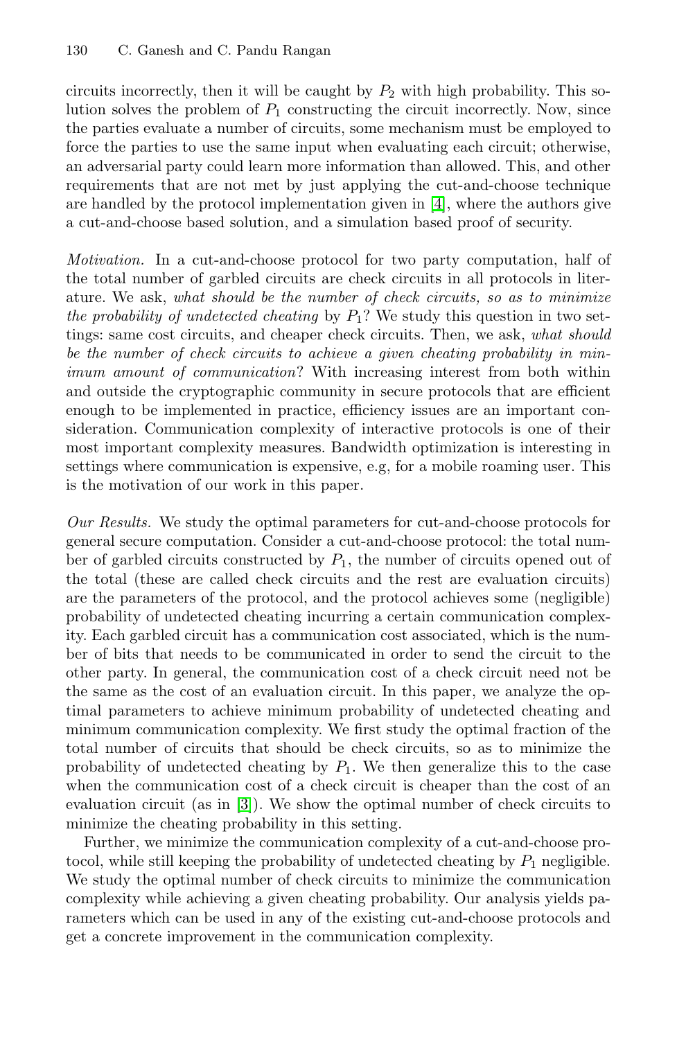circuits incorrectly, then it will be caught by $P_2$ with high probability. This solution solves the problem of $P_1$ constructing the circuit incorrectly. Now, since the parties evaluate a number of circuits, some mechanism must be employed to force the parties to use the same input when evaluating each circuit; otherwise, an adversarial party could learn more information than allowed. This, and other requirements that are not met by just applying the cut-and-choose technique are handled by the protocol implementation given in [4], where the authors give a cut-and-choose based solution, and a simulation based proof of security.

*Motivation.* In a cut-and-choose protocol for two party computation, half of the total number of garbled circuits are check circuits in all protocols in literature. We ask, *what should be the number of check circuits, so as to minimize the probability of undetected cheating* by $P_1$? We study this question in two settings: same cost circuits, and cheaper check circuits. Then, we ask, *what should be the number of check circuits to achieve a given cheating probability in minimum amount of communication*? With increasing interest from both within and outside the cryptographic community in secure protocols that are efficient enough to be implemented in practice, efficiency issues are an important consideration. Communication complexity of interactive protocols is one of their most important complexity measures. Bandwidth optimization is interesting in settings where communication is expensive, e.g, for a mobile roaming user. This is the motivation of our work in this paper.

*Our Results.* We study the optimal parameters for cut-and-choose protocols for general secure computation. Consider a cut-and-choose protocol: the total number of garbled circuits constructed by $P_1$, the number of circuits opened out of the total (these are called check circuits and the rest are evaluation circuits) are the parameters of the protocol, and the protocol achieves some (negligible) probability of undetected cheating incurring a certain communication complexity. Each garbled circuit has a communication cost associated, which is the number of bits that needs to be communicated in order to send the circuit to the other party. In general, the communication cost of a check circuit need not be the same as the cost of an evaluation circuit. In this paper, we analyze the optimal parameters to achieve minimum probability of undetected cheating and minimum communication complexity. We first study the optimal fraction of the total number of circuits that should be check circuits, so as to minimize the probability of undetected cheating by $P_1$. We then generalize this to the case when the communication cost of a check circuit is cheaper than the cost of an evaluation circuit (as in [3]). We show the optimal number of check circuits to minimize the cheating probability in this setting.

Further, we minimize the communication complexity of a cut-and-choose protocol, while still keeping the probability of undetected cheating by $P_1$ negligible. We study the optimal number of check circuits to minimize the communication complexity while achieving a given cheating probability. Our analysis yields parameters which can be used in any of the existing cut-and-choose protocols and get a concrete improvement in the communication complexity.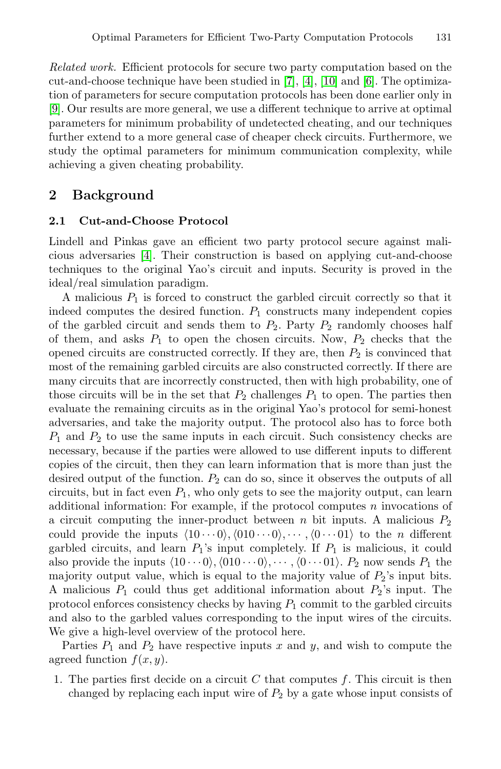*Related work.* Efficient protocols for secure two party computation based on the cut-and-choose technique have been studied in [7], [4], [10] and [6]. The optimization of parameters for secure computation protocols has been done earlier only in [9]. Our results are more general, we use a different technique to arrive at optimal parameters for minimum probability of undetected cheating, and our techniques further extend to a more general case of cheaper check circuits. Furthermore, we study the optimal parameters for minimum communication complexity, while achieving a given cheating probability.

## 2 Background

### 2.1 Cut-and-Choose Protocol

Lindell and Pinkas gave an efficient two party protocol secure against malicious adversaries [4]. Their construction is based on applying cut-and-choose techniques to the original Yao's circuit and inputs. Security is proved in the ideal/real simulation paradigm.

A malicious $P_1$ is forced to construct the garbled circuit correctly so that it indeed computes the desired function. $P_1$ constructs many independent copies of the garbled circuit and sends them to $P_2$. Party $P_2$ randomly chooses half of them, and asks $P_1$ to open the chosen circuits. Now, $P_2$ checks that the opened circuits are constructed correctly. If they are, then $P_2$ is convinced that most of the remaining garbled circuits are also constructed correctly. If there are many circuits that are incorrectly constructed, then with high probability, one of those circuits will be in the set that $P_2$ challenges $P_1$ to open. The parties then evaluate the remaining circuits as in the original Yao's protocol for semi-honest adversaries, and take the majority output. The protocol also has to force both $P_1$ and $P_2$ to use the same inputs in each circuit. Such consistency checks are necessary, because if the parties were allowed to use different inputs to different copies of the circuit, then they can learn information that is more than just the desired output of the function. $P_2$ can do so, since it observes the outputs of all circuits, but in fact even $P_1$, who only gets to see the majority output, can learn additional information: For example, if the protocol computes $n$ invocations of a circuit computing the inner-product between $n$ bit inputs. A malicious $P_2$ could provide the inputs $\langle 10\cdots 0\rangle, \langle 010\cdots 0\rangle, \cdots, \langle 0\cdots 01\rangle$ to the $n$ different garbled circuits, and learn $P_1$'s input completely. If $P_1$ is malicious, it could also provide the inputs $\langle 10\cdots 0\rangle, \langle 010\cdots 0\rangle, \cdots, \langle 0\cdots 01\rangle$. $P_2$ now sends $P_1$ the majority output value, which is equal to the majority value of $P_2$'s input bits. A malicious $P_1$ could thus get additional information about $P_2$'s input. The protocol enforces consistency checks by having $P_1$ commit to the garbled circuits and also to the garbled values corresponding to the input wires of the circuits. We give a high-level overview of the protocol here.

Parties $P_1$ and $P_2$ have respective inputs $x$ and $y$, and wish to compute the agreed function $f(x, y)$.

1. The parties first decide on a circuit $C$ that computes $f$. This circuit is then changed by replacing each input wire of $P_2$ by a gate whose input consists of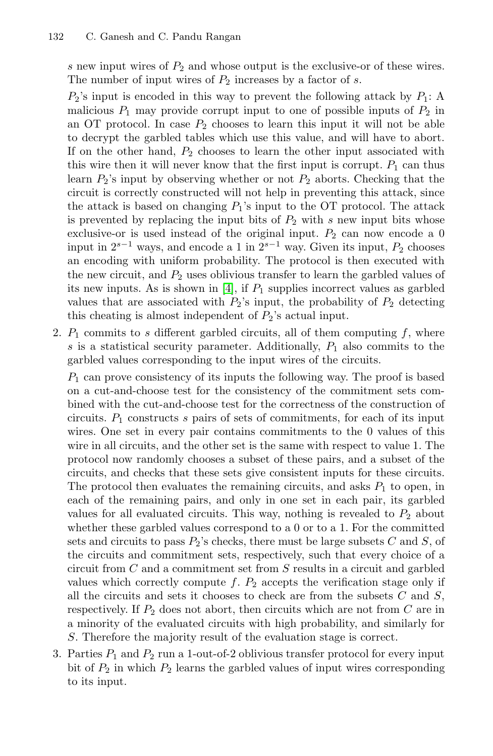$s$ new input wires of $P_2$ and whose output is the exclusive-or of these wires. The number of input wires of $P_2$ increases by a factor of $s$.

$P_2$'s input is encoded in this way to prevent the following attack by $P_1$: A malicious $P_1$ may provide corrupt input to one of possible inputs of $P_2$ in an OT protocol. In case $P_2$ chooses to learn this input it will not be able to decrypt the garbled tables which use this value, and will have to abort. If on the other hand, $P_2$ chooses to learn the other input associated with this wire then it will never know that the first input is corrupt. $P_1$ can thus learn $P_2$'s input by observing whether or not $P_2$ aborts. Checking that the circuit is correctly constructed will not help in preventing this attack, since the attack is based on changing $P_1$'s input to the OT protocol. The attack is prevented by replacing the input bits of $P_2$ with $s$ new input bits whose exclusive-or is used instead of the original input. $P_2$ can now encode a 0 input in $2^{s-1}$ ways, and encode a 1 in $2^{s-1}$ way. Given its input, $P_2$ chooses an encoding with uniform probability. The protocol is then executed with the new circuit, and $P_2$ uses oblivious transfer to learn the garbled values of its new inputs. As is shown in [4], if $P_1$ supplies incorrect values as garbled values that are associated with $P_2$'s input, the probability of $P_2$ detecting this cheating is almost independent of $P_2$'s actual input.

2. $P_1$ commits to $s$ different garbled circuits, all of them computing $f$, where $s$ is a statistical security parameter. Additionally, $P_1$ also commits to the garbled values corresponding to the input wires of the circuits.

   $P_1$ can prove consistency of its inputs the following way. The proof is based on a cut-and-choose test for the consistency of the commitment sets combined with the cut-and-choose test for the correctness of the construction of circuits. $P_1$ constructs $s$ pairs of sets of commitments, for each of its input wires. One set in every pair contains commitments to the 0 values of this wire in all circuits, and the other set is the same with respect to value 1. The protocol now randomly chooses a subset of these pairs, and a subset of the circuits, and checks that these sets give consistent inputs for these circuits. The protocol then evaluates the remaining circuits, and asks $P_1$ to open, in each of the remaining pairs, and only in one set in each pair, its garbled values for all evaluated circuits. This way, nothing is revealed to $P_2$ about whether these garbled values correspond to a 0 or to a 1. For the committed sets and circuits to pass $P_2$'s checks, there must be large subsets $C$ and $S$, of the circuits and commitment sets, respectively, such that every choice of a circuit from $C$ and a commitment set from $S$ results in a circuit and garbled values which correctly compute $f$. $P_2$ accepts the verification stage only if all the circuits and sets it chooses to check are from the subsets $C$ and $S$, respectively. If $P_2$ does not abort, then circuits which are not from $C$ are in a minority of the evaluated circuits with high probability, and similarly for $S$. Therefore the majority result of the evaluation stage is correct.

3. Parties $P_1$ and $P_2$ run a 1-out-of-2 oblivious transfer protocol for every input bit of $P_2$ in which $P_2$ learns the garbled values of input wires corresponding to its input.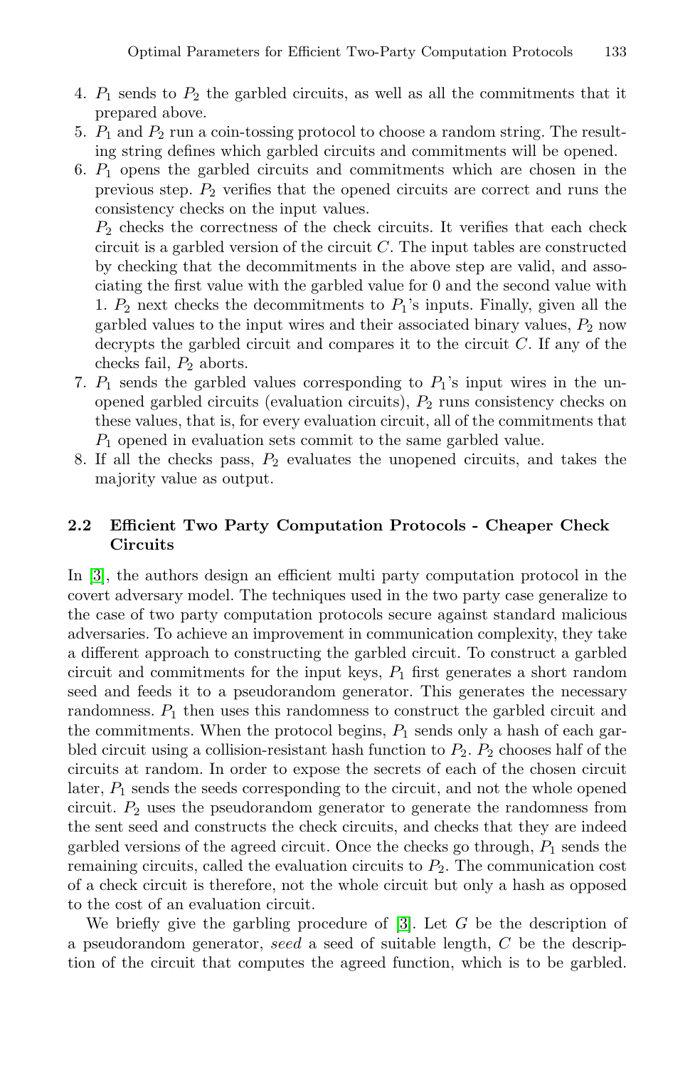4. $P_1$ sends to $P_2$ the garbled circuits, as well as all the commitments that it prepared above.
5. $P_1$ and $P_2$ run a coin-tossing protocol to choose a random string. The resulting string defines which garbled circuits and commitments will be opened.
6. $P_1$ opens the garbled circuits and commitments which are chosen in the previous step. $P_2$ verifies that the opened circuits are correct and runs the consistency checks on the input values.

   $P_2$ checks the correctness of the check circuits. It verifies that each check circuit is a garbled version of the circuit $C$. The input tables are constructed by checking that the decommitments in the above step are valid, and associating the first value with the garbled value for 0 and the second value with 1. $P_2$ next checks the decommitments to $P_1$'s inputs. Finally, given all the garbled values to the input wires and their associated binary values, $P_2$ now decrypts the garbled circuit and compares it to the circuit $C$. If any of the checks fail, $P_2$ aborts.
7. $P_1$ sends the garbled values corresponding to $P_1$'s input wires in the unopened garbled circuits (evaluation circuits), $P_2$ runs consistency checks on these values, that is, for every evaluation circuit, all of the commitments that $P_1$ opened in evaluation sets commit to the same garbled value.
8. If all the checks pass, $P_2$ evaluates the unopened circuits, and takes the majority value as output.

## 2.2 Efficient Two Party Computation Protocols - Cheaper Check Circuits

In [3], the authors design an efficient multi party computation protocol in the covert adversary model. The techniques used in the two party case generalize to the case of two party computation protocols secure against standard malicious adversaries. To achieve an improvement in communication complexity, they take a different approach to constructing the garbled circuit. To construct a garbled circuit and commitments for the input keys, $P_1$ first generates a short random seed and feeds it to a pseudorandom generator. This generates the necessary randomness. $P_1$ then uses this randomness to construct the garbled circuit and the commitments. When the protocol begins, $P_1$ sends only a hash of each garbled circuit using a collision-resistant hash function to $P_2$. $P_2$ chooses half of the circuits at random. In order to expose the secrets of each of the chosen circuit later, $P_1$ sends the seeds corresponding to the circuit, and not the whole opened circuit. $P_2$ uses the pseudorandom generator to generate the randomness from the sent seed and constructs the check circuits, and checks that they are indeed garbled versions of the agreed circuit. Once the checks go through, $P_1$ sends the remaining circuits, called the evaluation circuits to $P_2$. The communication cost of a check circuit is therefore, not the whole circuit but only a hash as opposed to the cost of an evaluation circuit.

We briefly give the garbling procedure of [3]. Let $G$ be the description of a pseudorandom generator, *seed* a seed of suitable length, $C$ be the description of the circuit that computes the agreed function, which is to be garbled.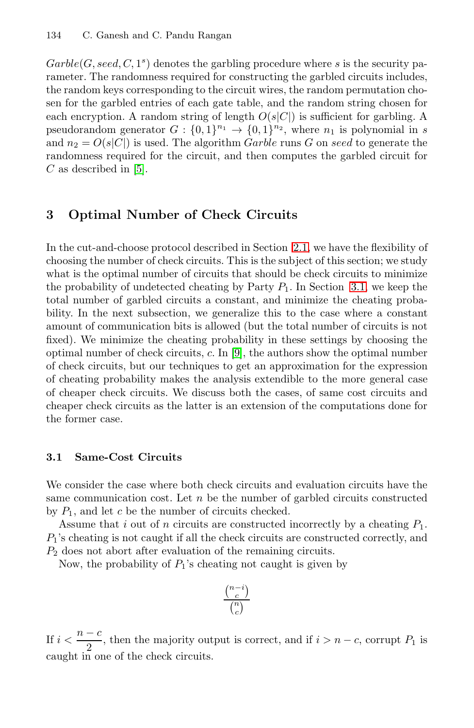$Garble(G, seed, C, 1^s)$ denotes the garbling procedure where $s$ is the security parameter. The randomness required for constructing the garbled circuits includes, the random keys corresponding to the circuit wires, the random permutation chosen for the garbled entries of each gate table, and the random string chosen for each encryption. A random string of length $O(s|C|)$ is sufficient for garbling. A pseudorandom generator $G : \{0,1\}^{n_1} \rightarrow \{0,1\}^{n_2}$, where $n_1$ is polynomial in $s$ and $n_2 = O(s|C|)$ is used. The algorithm *Garble* runs $G$ on *seed* to generate the randomness required for the circuit, and then computes the garbled circuit for $C$ as described in [5].

## 3 Optimal Number of Check Circuits

In the cut-and-choose protocol described in Section 2.1, we have the flexibility of choosing the number of check circuits. This is the subject of this section; we study what is the optimal number of circuits that should be check circuits to minimize the probability of undetected cheating by Party $P_1$. In Section 3.1, we keep the total number of garbled circuits a constant, and minimize the cheating probability. In the next subsection, we generalize this to the case where a constant amount of communication bits is allowed (but the total number of circuits is not fixed). We minimize the cheating probability in these settings by choosing the optimal number of check circuits, $c$. In [9], the authors show the optimal number of check circuits, but our techniques to get an approximation for the expression of cheating probability makes the analysis extendible to the more general case of cheaper check circuits. We discuss both the cases, of same cost circuits and cheaper check circuits as the latter is an extension of the computations done for the former case.

### 3.1 Same-Cost Circuits

We consider the case where both check circuits and evaluation circuits have the same communication cost. Let $n$ be the number of garbled circuits constructed by $P_1$, and let $c$ be the number of circuits checked.

Assume that $i$ out of $n$ circuits are constructed incorrectly by a cheating $P_1$. $P_1$'s cheating is not caught if all the check circuits are constructed correctly, and $P_2$ does not abort after evaluation of the remaining circuits.

Now, the probability of $P_1$'s cheating not caught is given by

$$\frac{\binom{n-i}{c}}{\binom{n}{c}}$$

If $i < \dfrac{n-c}{2}$, then the majority output is correct, and if $i > n - c$, corrupt $P_1$ is caught in one of the check circuits.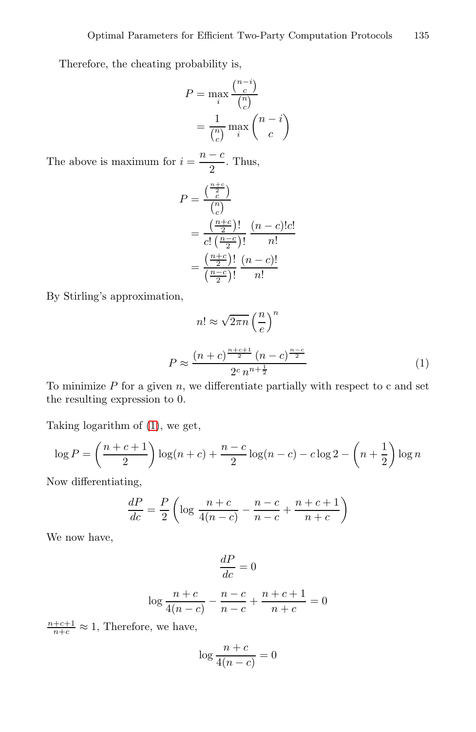Therefore, the cheating probability is,

$$
\begin{aligned}
P &= \max_i \frac{\binom{n-i}{c}}{\binom{n}{c}} \\
&= \frac{1}{\binom{n}{c}} \max_i \binom{n-i}{c}
\end{aligned}
$$

The above is maximum for $i = \dfrac{n-c}{2}$. Thus,

$$
\begin{aligned}
P &= \frac{\binom{\frac{n+c}{2}}{c}}{\binom{n}{c}} \\
&= \frac{\left(\frac{n+c}{2}\right)!}{c!\left(\frac{n-c}{2}\right)!} \frac{(n-c)!c!}{n!} \\
&= \frac{\left(\frac{n+c}{2}\right)!}{\left(\frac{n-c}{2}\right)!} \frac{(n-c)!}{n!}
\end{aligned}
$$

By Stirling's approximation,

$$
n! \approx \sqrt{2\pi n}\left(\frac{n}{e}\right)^n
$$

$$
P \approx \frac{(n+c)^{\frac{n+c+1}{2}}(n-c)^{\frac{n-c}{2}}}{2^c\, n^{n+\frac{1}{2}}} \tag{1}
$$

To minimize $P$ for a given $n$, we differentiate partially with respect to c and set the resulting expression to 0.

Taking logarithm of (1), we get,

$$
\log P = \left(\frac{n+c+1}{2}\right)\log(n+c) + \frac{n-c}{2}\log(n-c) - c\log 2 - \left(n+\frac{1}{2}\right)\log n
$$

Now differentiating,

$$
\frac{dP}{dc} = \frac{P}{2}\left(\log\frac{n+c}{4(n-c)} - \frac{n-c}{n-c} + \frac{n+c+1}{n+c}\right)
$$

We now have,

$$
\frac{dP}{dc} = 0
$$

$$
\log\frac{n+c}{4(n-c)} - \frac{n-c}{n-c} + \frac{n+c+1}{n+c} = 0
$$

$\frac{n+c+1}{n+c} \approx 1$, Therefore, we have,

$$
\log\frac{n+c}{4(n-c)} = 0
$$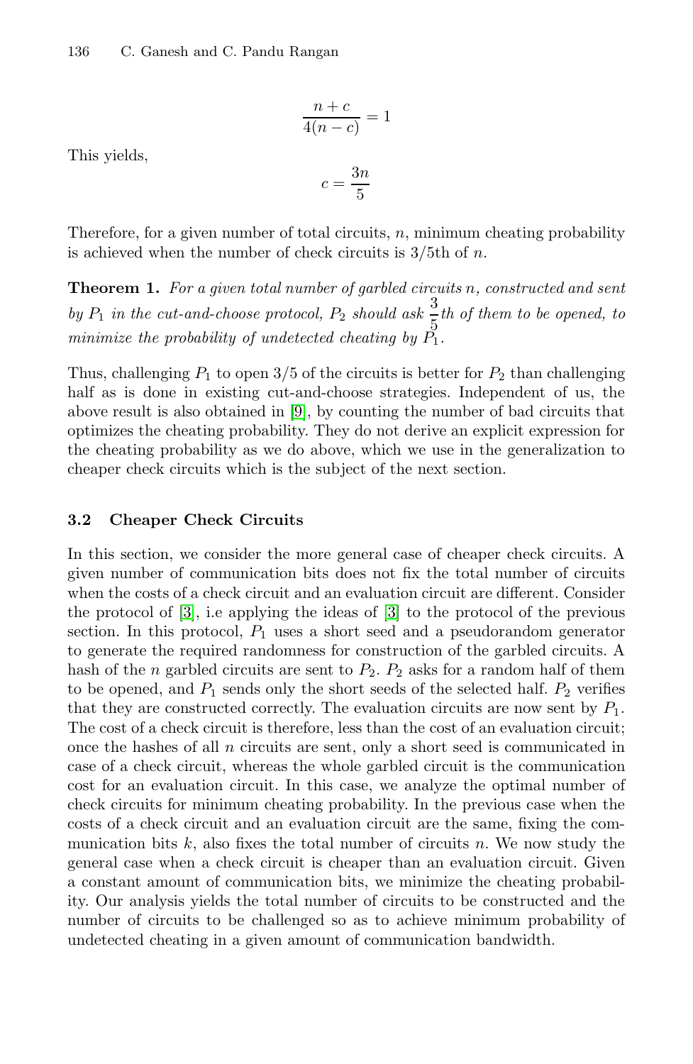$$\frac{n+c}{4(n-c)} = 1$$

This yields,

$$c = \frac{3n}{5}$$

Therefore, for a given number of total circuits, $n$, minimum cheating probability is achieved when the number of check circuits is 3/5th of $n$.

**Theorem 1.** *For a given total number of garbled circuits $n$, constructed and sent by $P_1$ in the cut-and-choose protocol, $P_2$ should ask $\frac{3}{5}$th of them to be opened, to minimize the probability of undetected cheating by $P_1$.*

Thus, challenging $P_1$ to open 3/5 of the circuits is better for $P_2$ than challenging half as is done in existing cut-and-choose strategies. Independent of us, the above result is also obtained in [9], by counting the number of bad circuits that optimizes the cheating probability. They do not derive an explicit expression for the cheating probability as we do above, which we use in the generalization to cheaper check circuits which is the subject of the next section.

### 3.2 Cheaper Check Circuits

In this section, we consider the more general case of cheaper check circuits. A given number of communication bits does not fix the total number of circuits when the costs of a check circuit and an evaluation circuit are different. Consider the protocol of [3], i.e applying the ideas of [3] to the protocol of the previous section. In this protocol, $P_1$ uses a short seed and a pseudorandom generator to generate the required randomness for construction of the garbled circuits. A hash of the $n$ garbled circuits are sent to $P_2$. $P_2$ asks for a random half of them to be opened, and $P_1$ sends only the short seeds of the selected half. $P_2$ verifies that they are constructed correctly. The evaluation circuits are now sent by $P_1$. The cost of a check circuit is therefore, less than the cost of an evaluation circuit; once the hashes of all $n$ circuits are sent, only a short seed is communicated in case of a check circuit, whereas the whole garbled circuit is the communication cost for an evaluation circuit. In this case, we analyze the optimal number of check circuits for minimum cheating probability. In the previous case when the costs of a check circuit and an evaluation circuit are the same, fixing the communication bits $k$, also fixes the total number of circuits $n$. We now study the general case when a check circuit is cheaper than an evaluation circuit. Given a constant amount of communication bits, we minimize the cheating probability. Our analysis yields the total number of circuits to be constructed and the number of circuits to be challenged so as to achieve minimum probability of undetected cheating in a given amount of communication bandwidth.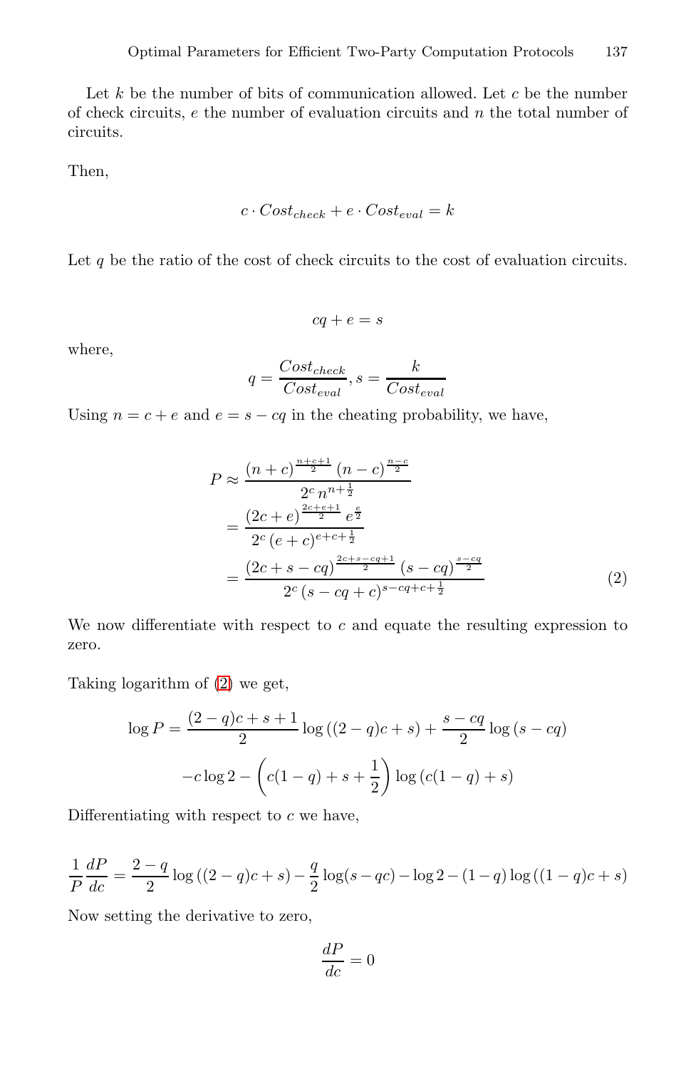Let $k$ be the number of bits of communication allowed. Let $c$ be the number of check circuits, $e$ the number of evaluation circuits and $n$ the total number of circuits.

Then,

$$c \cdot Cost_{check} + e \cdot Cost_{eval} = k$$

Let $q$ be the ratio of the cost of check circuits to the cost of evaluation circuits.

$$cq + e = s$$

where,

$$q = \frac{Cost_{check}}{Cost_{eval}}, s = \frac{k}{Cost_{eval}}$$

Using $n = c + e$ and $e = s - cq$ in the cheating probability, we have,

$$\begin{aligned}
P &\approx \frac{(n+c)^{\frac{n+c+1}{2}} \, (n-c)^{\frac{n-c}{2}}}{2^c \, n^{n+\frac{1}{2}}} \\
&= \frac{(2c+e)^{\frac{2c+e+1}{2}} \, e^{\frac{e}{2}}}{2^c \, (e+c)^{e+c+\frac{1}{2}}} \\
&= \frac{(2c+s-cq)^{\frac{2c+s-cq+1}{2}} \, (s-cq)^{\frac{s-cq}{2}}}{2^c \, (s-cq+c)^{s-cq+c+\frac{1}{2}}} \qquad (2)
\end{aligned}$$

We now differentiate with respect to $c$ and equate the resulting expression to zero.

Taking logarithm of (2) we get,

$$\log P = \frac{(2-q)c+s+1}{2} \log\left((2-q)c+s\right) + \frac{s-cq}{2} \log\left(s-cq\right)$$
$$-c\log 2 - \left(c(1-q)+s+\frac{1}{2}\right) \log\left(c(1-q)+s\right)$$

Differentiating with respect to $c$ we have,

$$\frac{1}{P}\frac{dP}{dc} = \frac{2-q}{2} \log\left((2-q)c+s\right) - \frac{q}{2}\log(s-qc) - \log 2 - (1-q)\log\left((1-q)c+s\right)$$

Now setting the derivative to zero,

$$\frac{dP}{dc} = 0$$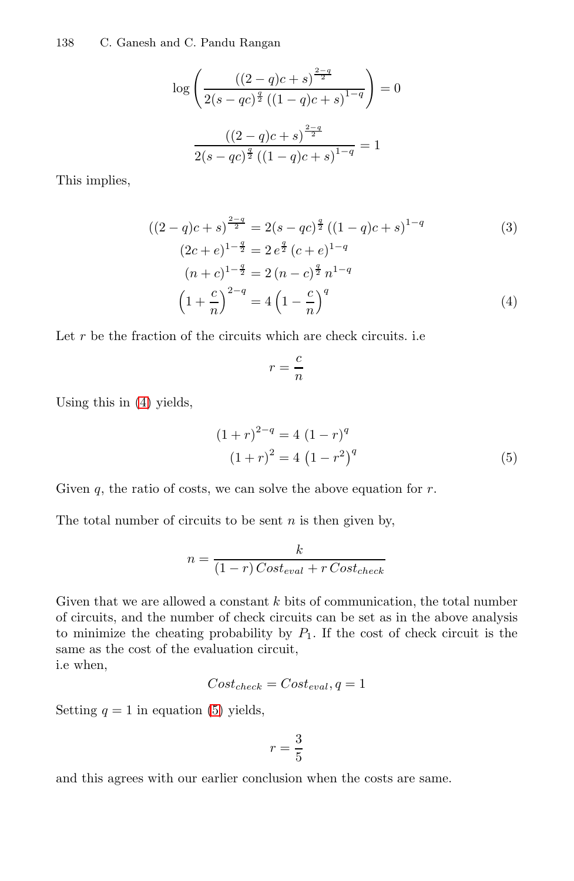$$\log\left(\frac{((2-q)c+s)^{\frac{2-q}{2}}}{2(s-qc)^{\frac{q}{2}}\,((1-q)c+s)^{1-q}}\right)=0$$

$$\frac{((2-q)c+s)^{\frac{2-q}{2}}}{2(s-qc)^{\frac{q}{2}}\,((1-q)c+s)^{1-q}}=1$$

This implies,

$$((2-q)c+s)^{\frac{2-q}{2}} = 2(s-qc)^{\frac{q}{2}}\,((1-q)c+s)^{1-q} \tag{3}$$

$$(2c+e)^{1-\frac{q}{2}} = 2\,e^{\frac{q}{2}}\,(c+e)^{1-q}$$

$$(n+c)^{1-\frac{q}{2}} = 2\,(n-c)^{\frac{q}{2}}\,n^{1-q}$$

$$\left(1+\frac{c}{n}\right)^{2-q} = 4\left(1-\frac{c}{n}\right)^{q} \tag{4}$$

Let $r$ be the fraction of the circuits which are check circuits. i.e

$$r=\frac{c}{n}$$

Using this in (4) yields,

$$(1+r)^{2-q} = 4\,(1-r)^{q}$$

$$(1+r)^{2} = 4\,\left(1-r^2\right)^{q} \tag{5}$$

Given $q$, the ratio of costs, we can solve the above equation for $r$.

The total number of circuits to be sent $n$ is then given by,

$$n=\frac{k}{(1-r)\,Cost_{eval}+r\,Cost_{check}}$$

Given that we are allowed a constant $k$ bits of communication, the total number of circuits, and the number of check circuits can be set as in the above analysis to minimize the cheating probability by $P_1$. If the cost of check circuit is the same as the cost of the evaluation circuit,
i.e when,

$$Cost_{check}=Cost_{eval}, q=1$$

Setting $q=1$ in equation (5) yields,

$$r=\frac{3}{5}$$

and this agrees with our earlier conclusion when the costs are same.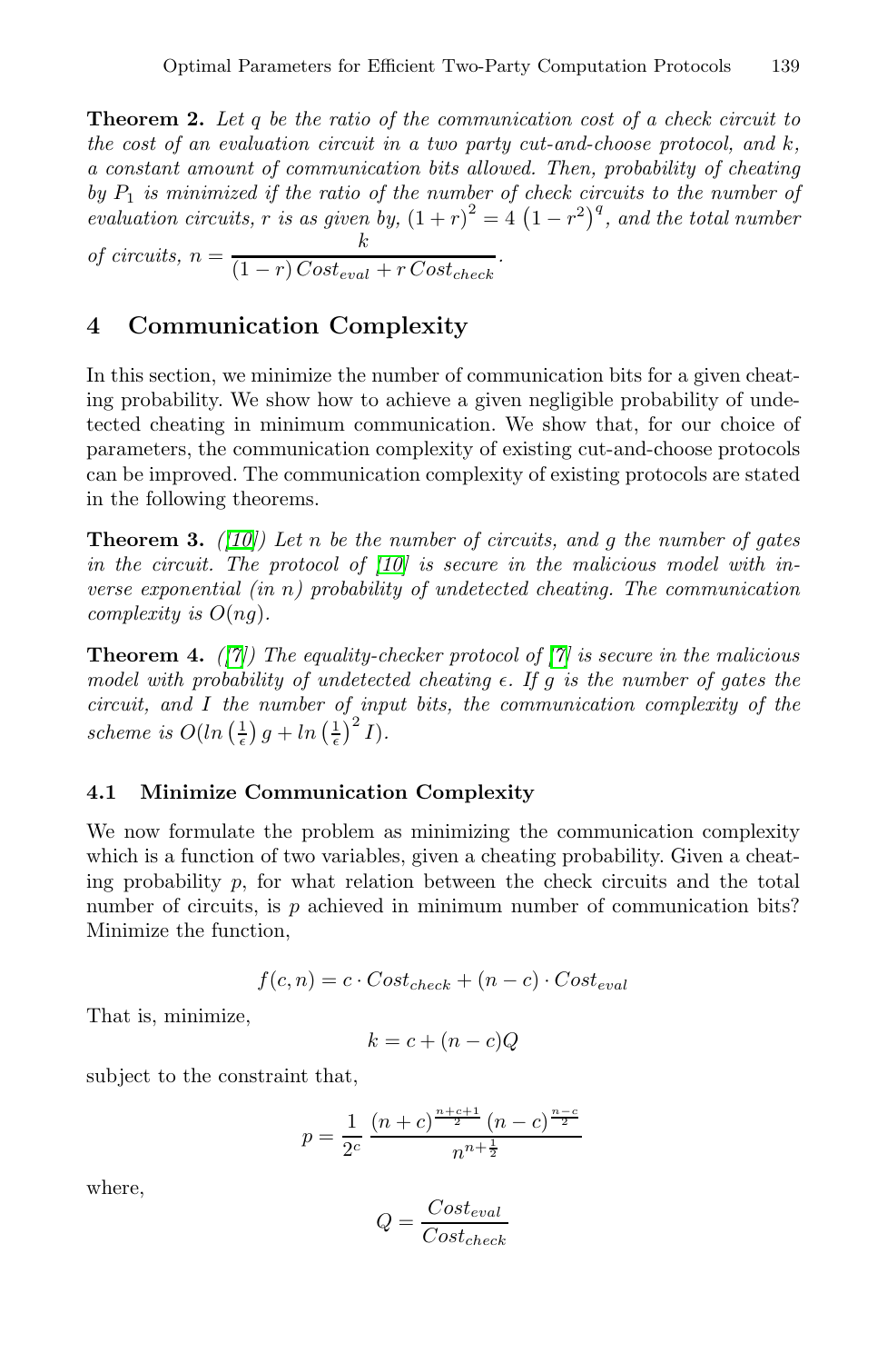**Theorem 2.** *Let $q$ be the ratio of the communication cost of a check circuit to the cost of an evaluation circuit in a two party cut-and-choose protocol, and $k$, a constant amount of communication bits allowed. Then, probability of cheating by $P_1$ is minimized if the ratio of the number of check circuits to the number of evaluation circuits, $r$ is as given by, $(1+r)^2 = 4\left(1-r^2\right)^q$, and the total number of circuits, $n = \dfrac{k}{(1-r)\,Cost_{eval} + r\,Cost_{check}}$.*

## 4 Communication Complexity

In this section, we minimize the number of communication bits for a given cheating probability. We show how to achieve a given negligible probability of undetected cheating in minimum communication. We show that, for our choice of parameters, the communication complexity of existing cut-and-choose protocols can be improved. The communication complexity of existing protocols are stated in the following theorems.

**Theorem 3.** *([10]) Let $n$ be the number of circuits, and $g$ the number of gates in the circuit. The protocol of [10] is secure in the malicious model with inverse exponential (in $n$) probability of undetected cheating. The communication complexity is $O(ng)$.*

**Theorem 4.** *([7]) The equality-checker protocol of [7] is secure in the malicious model with probability of undetected cheating $\epsilon$. If $g$ is the number of gates the circuit, and $I$ the number of input bits, the communication complexity of the scheme is $O(ln\left(\frac{1}{\epsilon}\right)g + ln\left(\frac{1}{\epsilon}\right)^2 I)$.*

### 4.1 Minimize Communication Complexity

We now formulate the problem as minimizing the communication complexity which is a function of two variables, given a cheating probability. Given a cheating probability $p$, for what relation between the check circuits and the total number of circuits, is $p$ achieved in minimum number of communication bits? Minimize the function,

$$f(c,n) = c \cdot Cost_{check} + (n-c) \cdot Cost_{eval}$$

That is, minimize,

$$k = c + (n-c)Q$$

subject to the constraint that,

$$p = \frac{1}{2^c}\,\frac{(n+c)^{\frac{n+c+1}{2}}\,(n-c)^{\frac{n-c}{2}}}{n^{n+\frac{1}{2}}}$$

where,

$$Q = \frac{Cost_{eval}}{Cost_{check}}$$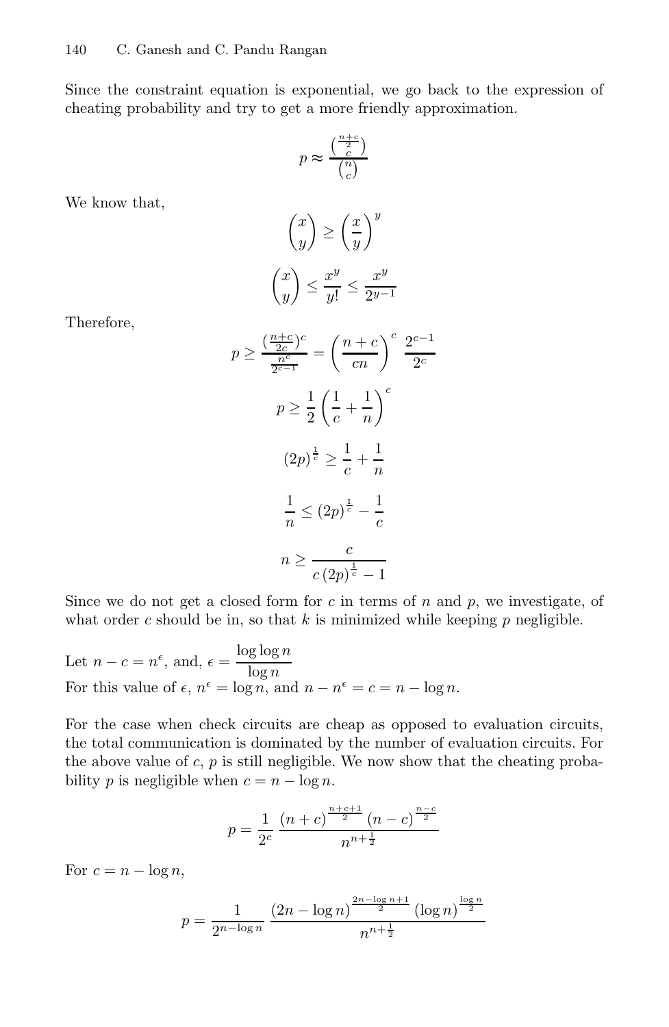Since the constraint equation is exponential, we go back to the expression of cheating probability and try to get a more friendly approximation.

$$p \approx \frac{\binom{\frac{n+c}{2}}{c}}{\binom{n}{c}}$$

We know that,

$$\binom{x}{y} \geq \left(\frac{x}{y}\right)^y$$

$$\binom{x}{y} \leq \frac{x^y}{y!} \leq \frac{x^y}{2^{y-1}}$$

Therefore,

$$p \geq \frac{(\frac{n+c}{2c})^c}{\frac{n^c}{2^{c-1}}} = \left(\frac{n+c}{cn}\right)^c \ \frac{2^{c-1}}{2^c}$$

$$p \geq \frac{1}{2}\left(\frac{1}{c} + \frac{1}{n}\right)^c$$

$$(2p)^{\frac{1}{c}} \geq \frac{1}{c} + \frac{1}{n}$$

$$\frac{1}{n} \leq (2p)^{\frac{1}{c}} - \frac{1}{c}$$

$$n \geq \frac{c}{c\,(2p)^{\frac{1}{c}} - 1}$$

Since we do not get a closed form for $c$ in terms of $n$ and $p$, we investigate, of what order $c$ should be in, so that $k$ is minimized while keeping $p$ negligible.

Let $n - c = n^{\epsilon}$, and, $\epsilon = \dfrac{\log \log n}{\log n}$
For this value of $\epsilon$, $n^{\epsilon} = \log n$, and $n - n^{\epsilon} = c = n - \log n$.

For the case when check circuits are cheap as opposed to evaluation circuits, the total communication is dominated by the number of evaluation circuits. For the above value of $c$, $p$ is still negligible. We now show that the cheating probability $p$ is negligible when $c = n - \log n$.

$$p = \frac{1}{2^c}\ \frac{(n+c)^{\frac{n+c+1}{2}}\,(n-c)^{\frac{n-c}{2}}}{n^{n+\frac{1}{2}}}$$

For $c = n - \log n$,

$$p = \frac{1}{2^{n-\log n}}\ \frac{(2n - \log n)^{\frac{2n-\log n+1}{2}}\,(\log n)^{\frac{\log n}{2}}}{n^{n+\frac{1}{2}}}$$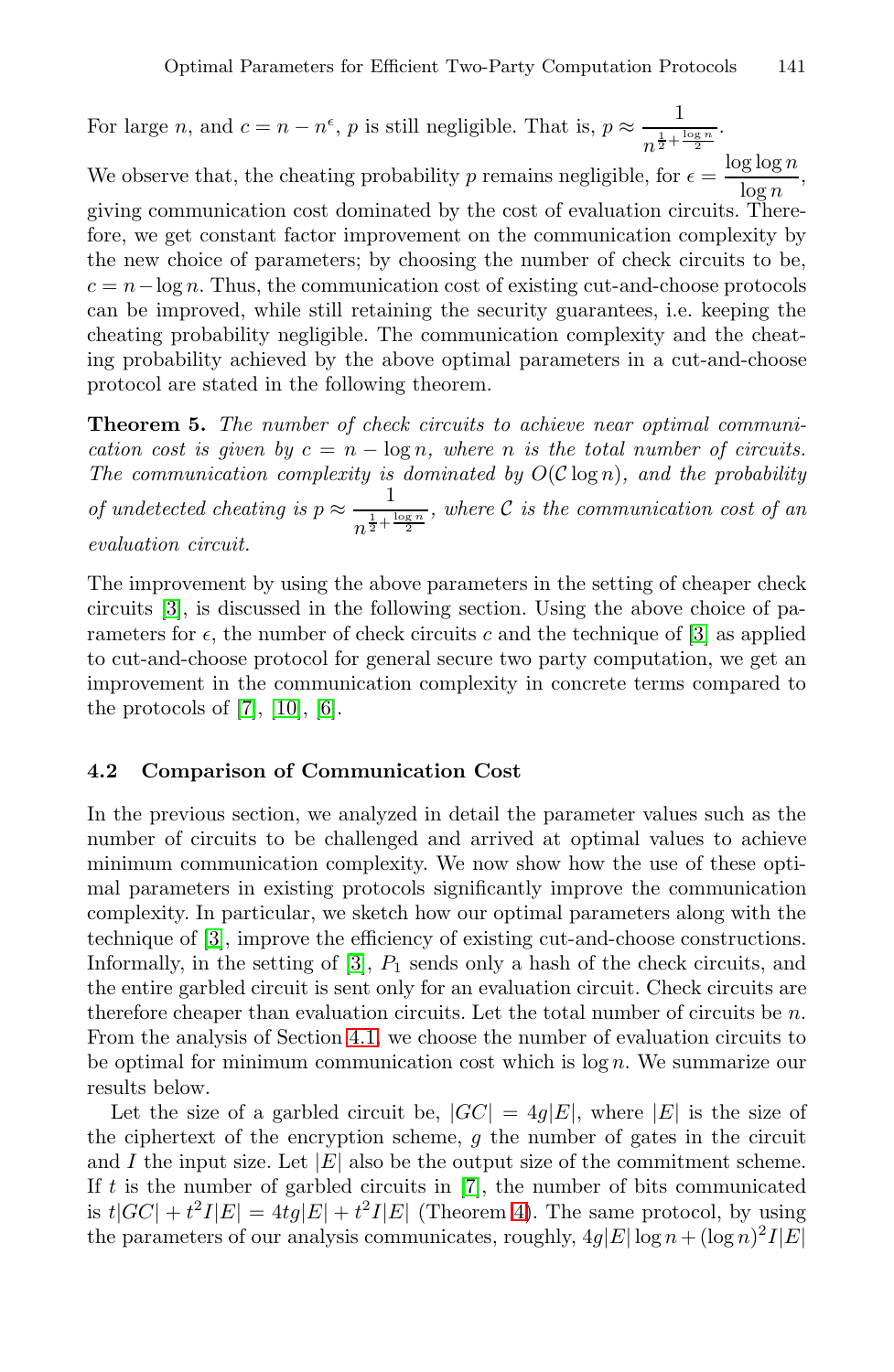For large $n$, and $c = n - n^{\epsilon}$, $p$ is still negligible. That is, $p \approx \frac{1}{n^{\frac{1}{2}+\frac{\log n}{2}}}$.

We observe that, the cheating probability $p$ remains negligible, for $\epsilon = \frac{\log \log n}{\log n}$, giving communication cost dominated by the cost of evaluation circuits. Therefore, we get constant factor improvement on the communication complexity by the new choice of parameters; by choosing the number of check circuits to be, $c = n - \log n$. Thus, the communication cost of existing cut-and-choose protocols can be improved, while still retaining the security guarantees, i.e. keeping the cheating probability negligible. The communication complexity and the cheating probability achieved by the above optimal parameters in a cut-and-choose protocol are stated in the following theorem.

**Theorem 5.** *The number of check circuits to achieve near optimal communication cost is given by $c = n - \log n$, where $n$ is the total number of circuits. The communication complexity is dominated by $O(\mathcal{C} \log n)$, and the probability of undetected cheating is $p \approx \frac{1}{n^{\frac{1}{2}+\frac{\log n}{2}}}$, where $\mathcal{C}$ is the communication cost of an evaluation circuit.*

The improvement by using the above parameters in the setting of cheaper check circuits [3], is discussed in the following section. Using the above choice of parameters for $\epsilon$, the number of check circuits $c$ and the technique of [3] as applied to cut-and-choose protocol for general secure two party computation, we get an improvement in the communication complexity in concrete terms compared to the protocols of [7], [10], [6].

### 4.2 Comparison of Communication Cost

In the previous section, we analyzed in detail the parameter values such as the number of circuits to be challenged and arrived at optimal values to achieve minimum communication complexity. We now show how the use of these optimal parameters in existing protocols significantly improve the communication complexity. In particular, we sketch how our optimal parameters along with the technique of [3], improve the efficiency of existing cut-and-choose constructions. Informally, in the setting of [3], $P_1$ sends only a hash of the check circuits, and the entire garbled circuit is sent only for an evaluation circuit. Check circuits are therefore cheaper than evaluation circuits. Let the total number of circuits be $n$. From the analysis of Section 4.1, we choose the number of evaluation circuits to be optimal for minimum communication cost which is $\log n$. We summarize our results below.

Let the size of a garbled circuit be, $|GC| = 4g|E|$, where $|E|$ is the size of the ciphertext of the encryption scheme, $g$ the number of gates in the circuit and $I$ the input size. Let $|E|$ also be the output size of the commitment scheme. If $t$ is the number of garbled circuits in [7], the number of bits communicated is $t|GC| + t^2 I|E| = 4tg|E| + t^2 I|E|$ (Theorem 4). The same protocol, by using the parameters of our analysis communicates, roughly, $4g|E| \log n + (\log n)^2 I|E|$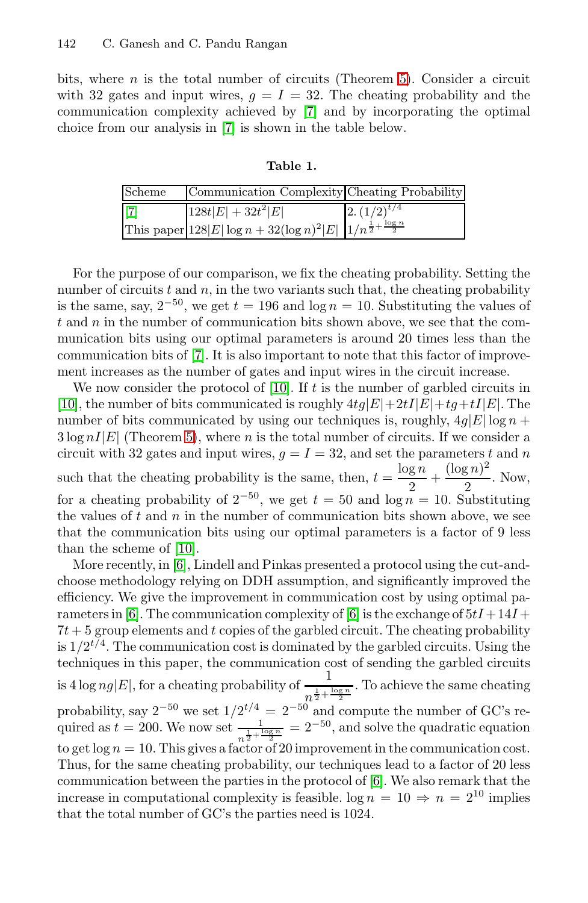bits, where $n$ is the total number of circuits (Theorem 5). Consider a circuit with 32 gates and input wires, $g = I = 32$. The cheating probability and the communication complexity achieved by [7] and by incorporating the optimal choice from our analysis in [7] is shown in the table below.

**Table 1.**

| Scheme | Communication Complexity | Cheating Probability |
|---|---|---|
| [7] | $128t\|E\| + 32t^2\|E\|$ | $2.\,(1/2)^{t/4}$ |
| This paper | $128\|E\| \log n + 32(\log n)^2\|E\|$ | $1/n^{\frac{1}{2}+\frac{\log n}{2}}$ |

For the purpose of our comparison, we fix the cheating probability. Setting the number of circuits $t$ and $n$, in the two variants such that, the cheating probability is the same, say, $2^{-50}$, we get $t = 196$ and $\log n = 10$. Substituting the values of $t$ and $n$ in the number of communication bits shown above, we see that the communication bits using our optimal parameters is around 20 times less than the communication bits of [7]. It is also important to note that this factor of improvement increases as the number of gates and input wires in the circuit increase.

We now consider the protocol of [10]. If $t$ is the number of garbled circuits in [10], the number of bits communicated is roughly $4tg|E| + 2tI|E| + tg + tI|E|$. The number of bits communicated by using our techniques is, roughly, $4g|E| \log n + 3 \log nI|E|$ (Theorem 5), where $n$ is the total number of circuits. If we consider a circuit with 32 gates and input wires, $g = I = 32$, and set the parameters $t$ and $n$ such that the cheating probability is the same, then, $t = \dfrac{\log n}{2} + \dfrac{(\log n)^2}{2}$. Now, for a cheating probability of $2^{-50}$, we get $t = 50$ and $\log n = 10$. Substituting the values of $t$ and $n$ in the number of communication bits shown above, we see that the communication bits using our optimal parameters is a factor of 9 less than the scheme of [10].

More recently, in [6], Lindell and Pinkas presented a protocol using the cut-and-choose methodology relying on DDH assumption, and significantly improved the efficiency. We give the improvement in communication cost by using optimal parameters in [6]. The communication complexity of [6] is the exchange of $5tI + 14I + 7t + 5$ group elements and $t$ copies of the garbled circuit. The cheating probability is $1/2^{t/4}$. The communication cost is dominated by the garbled circuits. Using the techniques in this paper, the communication cost of sending the garbled circuits is $4 \log ng|E|$, for a cheating probability of $\dfrac{1}{n^{\frac{1}{2}+\frac{\log n}{2}}}$. To achieve the same cheating probability, say $2^{-50}$ we set $1/2^{t/4} = 2^{-50}$ and compute the number of GC's required as $t = 200$. We now set $\frac{1}{n^{\frac{1}{2}+\frac{\log n}{2}}} = 2^{-50}$, and solve the quadratic equation to get $\log n = 10$. This gives a factor of 20 improvement in the communication cost. Thus, for the same cheating probability, our techniques lead to a factor of 20 less communication between the parties in the protocol of [6]. We also remark that the increase in computational complexity is feasible. $\log n = 10 \Rightarrow n = 2^{10}$ implies that the total number of GC's the parties need is 1024.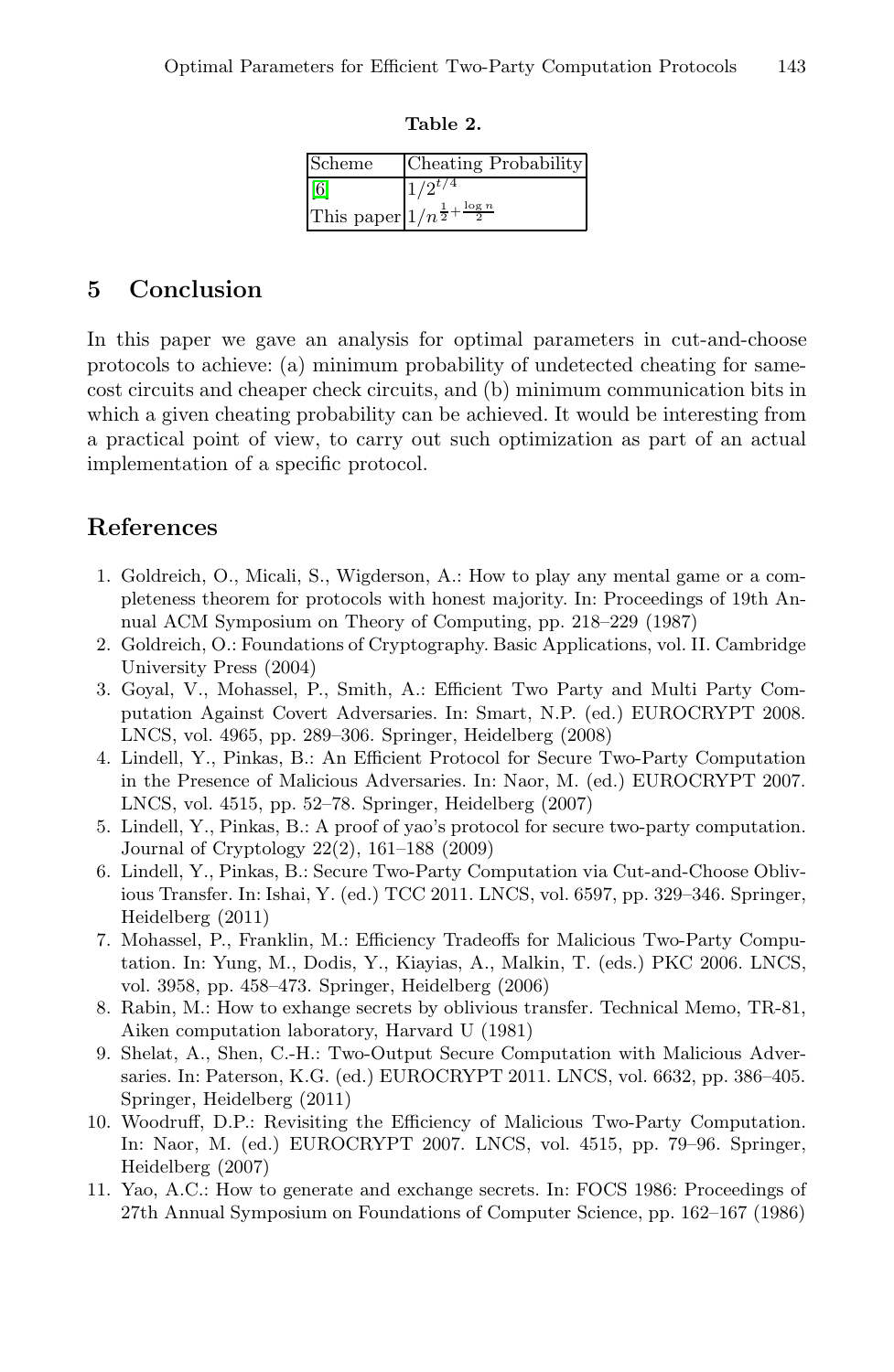**Table 2.**

| Scheme | Cheating Probability |
|---|---|
| [6] | $1/2^{t/4}$ |
| This paper | $1/n^{\frac{1}{2}+\frac{\log n}{2}}$ |

## 5 Conclusion

In this paper we gave an analysis for optimal parameters in cut-and-choose protocols to achieve: (a) minimum probability of undetected cheating for same-cost circuits and cheaper check circuits, and (b) minimum communication bits in which a given cheating probability can be achieved. It would be interesting from a practical point of view, to carry out such optimization as part of an actual implementation of a specific protocol.

## References

1. Goldreich, O., Micali, S., Wigderson, A.: How to play any mental game or a completeness theorem for protocols with honest majority. In: Proceedings of 19th Annual ACM Symposium on Theory of Computing, pp. 218–229 (1987)
2. Goldreich, O.: Foundations of Cryptography. Basic Applications, vol. II. Cambridge University Press (2004)
3. Goyal, V., Mohassel, P., Smith, A.: Efficient Two Party and Multi Party Computation Against Covert Adversaries. In: Smart, N.P. (ed.) EUROCRYPT 2008. LNCS, vol. 4965, pp. 289–306. Springer, Heidelberg (2008)
4. Lindell, Y., Pinkas, B.: An Efficient Protocol for Secure Two-Party Computation in the Presence of Malicious Adversaries. In: Naor, M. (ed.) EUROCRYPT 2007. LNCS, vol. 4515, pp. 52–78. Springer, Heidelberg (2007)
5. Lindell, Y., Pinkas, B.: A proof of yao's protocol for secure two-party computation. Journal of Cryptology 22(2), 161–188 (2009)
6. Lindell, Y., Pinkas, B.: Secure Two-Party Computation via Cut-and-Choose Oblivious Transfer. In: Ishai, Y. (ed.) TCC 2011. LNCS, vol. 6597, pp. 329–346. Springer, Heidelberg (2011)
7. Mohassel, P., Franklin, M.: Efficiency Tradeoffs for Malicious Two-Party Computation. In: Yung, M., Dodis, Y., Kiayias, A., Malkin, T. (eds.) PKC 2006. LNCS, vol. 3958, pp. 458–473. Springer, Heidelberg (2006)
8. Rabin, M.: How to exhange secrets by oblivious transfer. Technical Memo, TR-81, Aiken computation laboratory, Harvard U (1981)
9. Shelat, A., Shen, C.-H.: Two-Output Secure Computation with Malicious Adversaries. In: Paterson, K.G. (ed.) EUROCRYPT 2011. LNCS, vol. 6632, pp. 386–405. Springer, Heidelberg (2011)
10. Woodruff, D.P.: Revisiting the Efficiency of Malicious Two-Party Computation. In: Naor, M. (ed.) EUROCRYPT 2007. LNCS, vol. 4515, pp. 79–96. Springer, Heidelberg (2007)
11. Yao, A.C.: How to generate and exchange secrets. In: FOCS 1986: Proceedings of 27th Annual Symposium on Foundations of Computer Science, pp. 162–167 (1986)